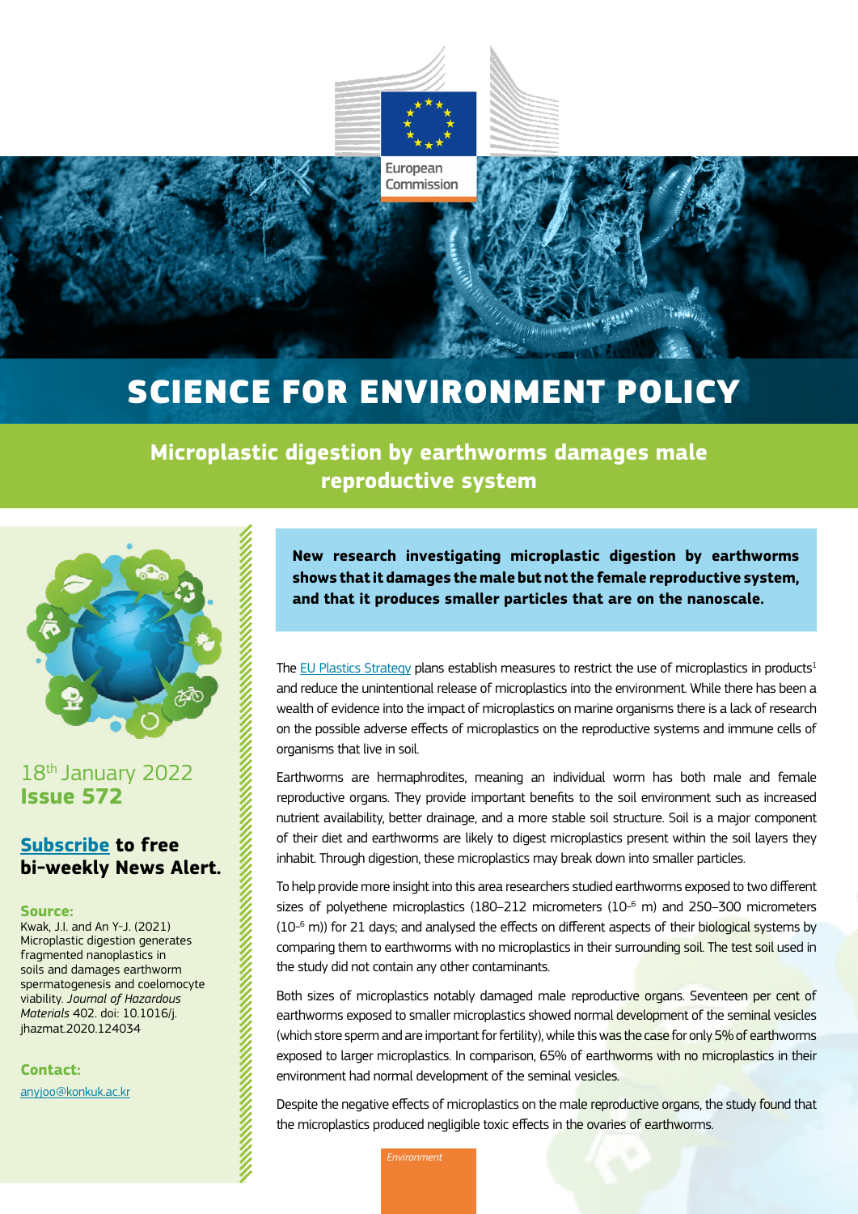European Commission

# SCIENCE FOR ENVIRONMENT POLICY

## Microplastic digestion by earthworms damages male reproductive system

18th January 2022
**Issue 572**

**[Subscribe](#) to free bi-weekly News Alert.**

**Source:**
Kwak, J.I. and An Y-J. (2021) Microplastic digestion generates fragmented nanoplastics in soils and damages earthworm spermatogenesis and coelomocyte viability. *Journal of Hazardous Materials* 402. doi: 10.1016/j.jhazmat.2020.124034

**Contact:**
anyjoo@konkuk.ac.kr

**New research investigating microplastic digestion by earthworms shows that it damages the male but not the female reproductive system, and that it produces smaller particles that are on the nanoscale.**

The EU Plastics Strategy plans establish measures to restrict the use of microplastics in products[1] and reduce the unintentional release of microplastics into the environment. While there has been a wealth of evidence into the impact of microplastics on marine organisms there is a lack of research on the possible adverse effects of microplastics on the reproductive systems and immune cells of organisms that live in soil.

Earthworms are hermaphrodites, meaning an individual worm has both male and female reproductive organs. They provide important benefits to the soil environment such as increased nutrient availability, better drainage, and a more stable soil structure. Soil is a major component of their diet and earthworms are likely to digest microplastics present within the soil layers they inhabit. Through digestion, these microplastics may break down into smaller particles.

To help provide more insight into this area researchers studied earthworms exposed to two different sizes of polyethene microplastics (180–212 micrometers ($10^{-6}$ m) and 250–300 micrometers ($10^{-6}$ m)) for 21 days; and analysed the effects on different aspects of their biological systems by comparing them to earthworms with no microplastics in their surrounding soil. The test soil used in the study did not contain any other contaminants.

Both sizes of microplastics notably damaged male reproductive organs. Seventeen per cent of earthworms exposed to smaller microplastics showed normal development of the seminal vesicles (which store sperm and are important for fertility), while this was the case for only 5% of earthworms exposed to larger microplastics. In comparison, 65% of earthworms with no microplastics in their environment had normal development of the seminal vesicles.

Despite the negative effects of microplastics on the male reproductive organs, the study found that the microplastics produced negligible toxic effects in the ovaries of earthworms.

*Environment*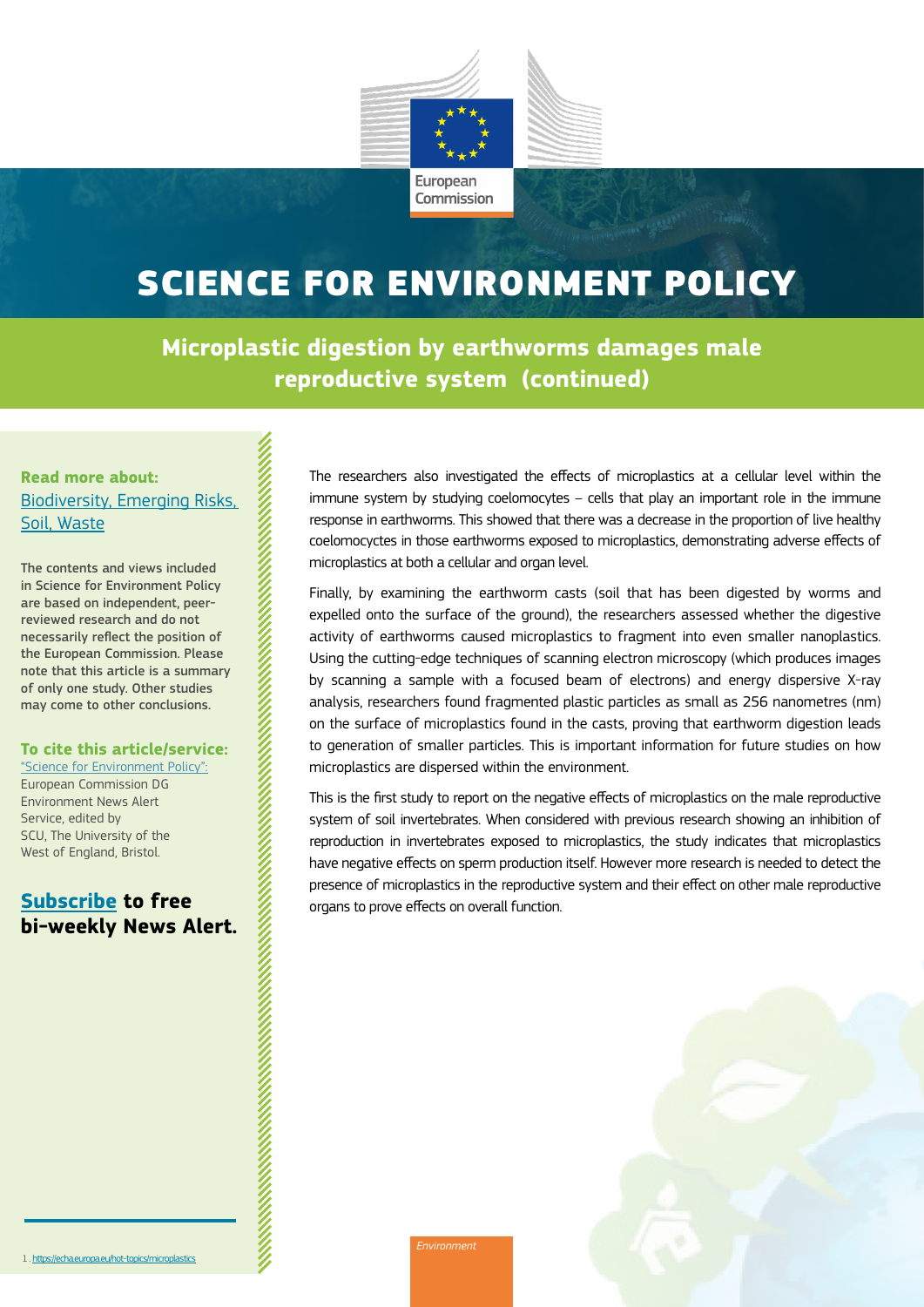# SCIENCE FOR ENVIRONMENT POLICY

## Microplastic digestion by earthworms damages male reproductive system (continued)

The researchers also investigated the effects of microplastics at a cellular level within the immune system by studying coelomocytes – cells that play an important role in the immune response in earthworms. This showed that there was a decrease in the proportion of live healthy coelomocyctes in those earthworms exposed to microplastics, demonstrating adverse effects of microplastics at both a cellular and organ level.

Finally, by examining the earthworm casts (soil that has been digested by worms and expelled onto the surface of the ground), the researchers assessed whether the digestive activity of earthworms caused microplastics to fragment into even smaller nanoplastics. Using the cutting-edge techniques of scanning electron microscopy (which produces images by scanning a sample with a focused beam of electrons) and energy dispersive X-ray analysis, researchers found fragmented plastic particles as small as 256 nanometres (nm) on the surface of microplastics found in the casts, proving that earthworm digestion leads to generation of smaller particles. This is important information for future studies on how microplastics are dispersed within the environment.

This is the first study to report on the negative effects of microplastics on the male reproductive system of soil invertebrates. When considered with previous research showing an inhibition of reproduction in invertebrates exposed to microplastics, the study indicates that microplastics have negative effects on sperm production itself. However more research is needed to detect the presence of microplastics in the reproductive system and their effect on other male reproductive organs to prove effects on overall function.

**Read more about:**
Biodiversity, Emerging Risks, Soil, Waste

**The contents and views included in Science for Environment Policy are based on independent, peer-reviewed research and do not necessarily reflect the position of the European Commission. Please note that this article is a summary of only one study. Other studies may come to other conclusions.**

**To cite this article/service:**
"Science for Environment Policy": European Commission DG Environment News Alert Service, edited by SCU, The University of the West of England, Bristol.

**Subscribe to free bi-weekly News Alert.**

1. https://echa.europa.eu/hot-topics/microplastics